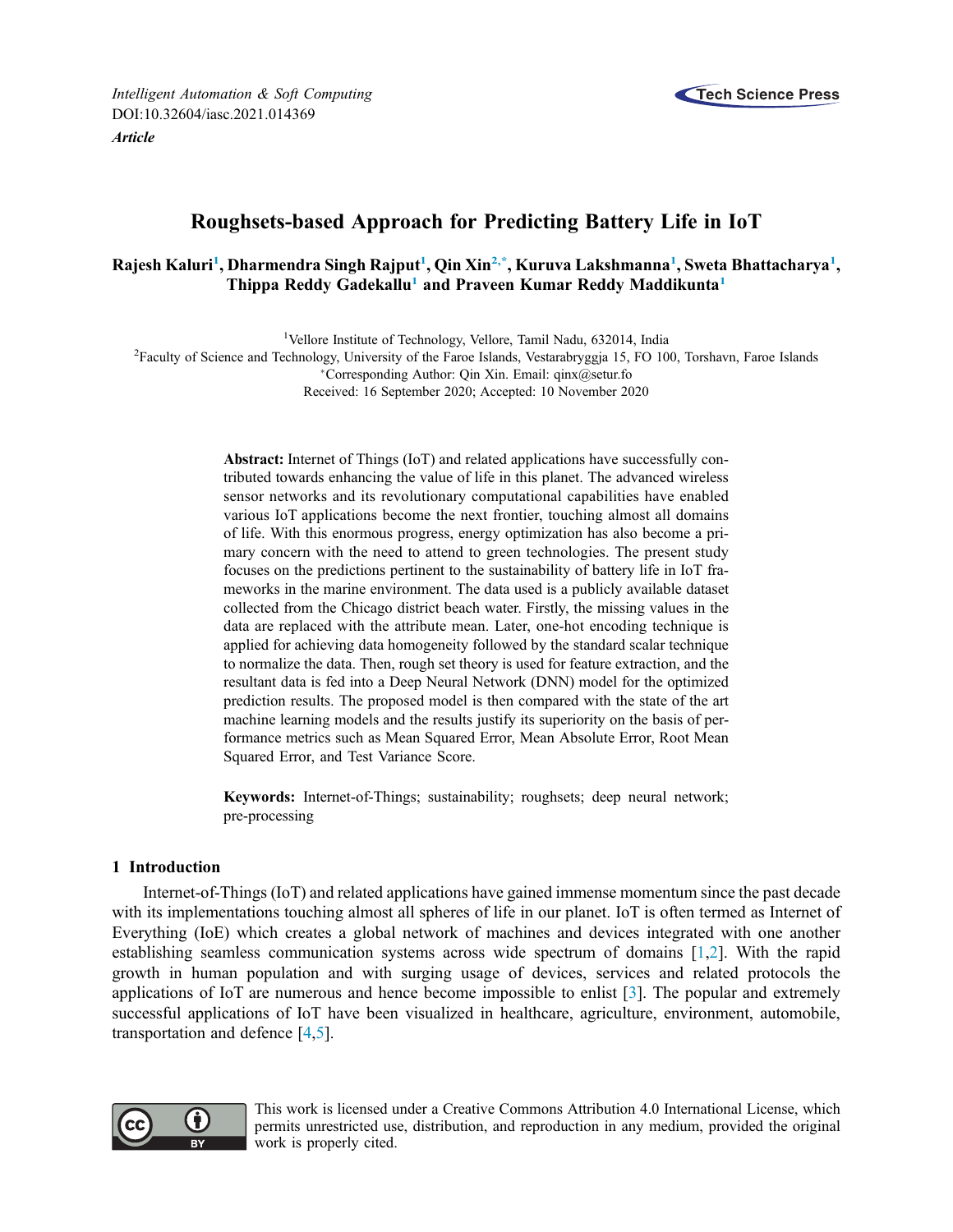Intelligent Automation & Soft Computing
DOI:10.32604/iasc.2021.014369
*Article*

# Roughsets-based Approach for Predicting Battery Life in IoT

**Rajesh Kaluri[1], Dharmendra Singh Rajput[1], Qin Xin[2,*], Kuruva Lakshmanna[1], Sweta Bhattacharya[1], Thippa Reddy Gadekallu[1] and Praveen Kumar Reddy Maddikunta[1]**

[1]Vellore Institute of Technology, Vellore, Tamil Nadu, 632014, India
[2]Faculty of Science and Technology, University of the Faroe Islands, Vestarabryggja 15, FO 100, Torshavn, Faroe Islands
[*]Corresponding Author: Qin Xin. Email: qinx@setur.fo
Received: 16 September 2020; Accepted: 10 November 2020

**Abstract:** Internet of Things (IoT) and related applications have successfully contributed towards enhancing the value of life in this planet. The advanced wireless sensor networks and its revolutionary computational capabilities have enabled various IoT applications become the next frontier, touching almost all domains of life. With this enormous progress, energy optimization has also become a primary concern with the need to attend to green technologies. The present study focuses on the predictions pertinent to the sustainability of battery life in IoT frameworks in the marine environment. The data used is a publicly available dataset collected from the Chicago district beach water. Firstly, the missing values in the data are replaced with the attribute mean. Later, one-hot encoding technique is applied for achieving data homogeneity followed by the standard scalar technique to normalize the data. Then, rough set theory is used for feature extraction, and the resultant data is fed into a Deep Neural Network (DNN) model for the optimized prediction results. The proposed model is then compared with the state of the art machine learning models and the results justify its superiority on the basis of performance metrics such as Mean Squared Error, Mean Absolute Error, Root Mean Squared Error, and Test Variance Score.

**Keywords:** Internet-of-Things; sustainability; roughsets; deep neural network; pre-processing

## 1 Introduction

Internet-of-Things (IoT) and related applications have gained immense momentum since the past decade with its implementations touching almost all spheres of life in our planet. IoT is often termed as Internet of Everything (IoE) which creates a global network of machines and devices integrated with one another establishing seamless communication systems across wide spectrum of domains [1,2]. With the rapid growth in human population and with surging usage of devices, services and related protocols the applications of IoT are numerous and hence become impossible to enlist [3]. The popular and extremely successful applications of IoT have been visualized in healthcare, agriculture, environment, automobile, transportation and defence [4,5].

This work is licensed under a Creative Commons Attribution 4.0 International License, which permits unrestricted use, distribution, and reproduction in any medium, provided the original work is properly cited.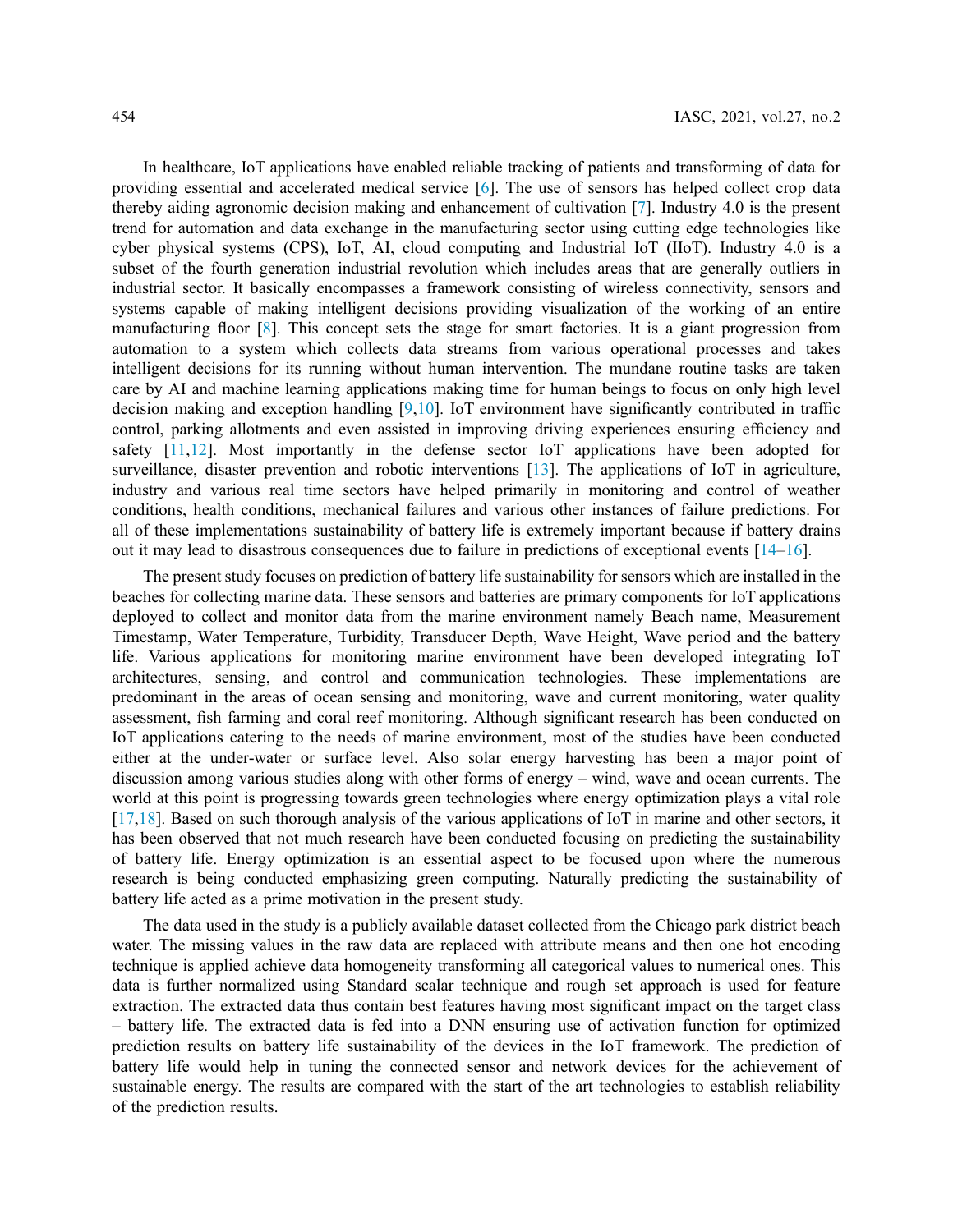In healthcare, IoT applications have enabled reliable tracking of patients and transforming of data for providing essential and accelerated medical service [6]. The use of sensors has helped collect crop data thereby aiding agronomic decision making and enhancement of cultivation [7]. Industry 4.0 is the present trend for automation and data exchange in the manufacturing sector using cutting edge technologies like cyber physical systems (CPS), IoT, AI, cloud computing and Industrial IoT (IIoT). Industry 4.0 is a subset of the fourth generation industrial revolution which includes areas that are generally outliers in industrial sector. It basically encompasses a framework consisting of wireless connectivity, sensors and systems capable of making intelligent decisions providing visualization of the working of an entire manufacturing floor [8]. This concept sets the stage for smart factories. It is a giant progression from automation to a system which collects data streams from various operational processes and takes intelligent decisions for its running without human intervention. The mundane routine tasks are taken care by AI and machine learning applications making time for human beings to focus on only high level decision making and exception handling [9,10]. IoT environment have significantly contributed in traffic control, parking allotments and even assisted in improving driving experiences ensuring efficiency and safety [11,12]. Most importantly in the defense sector IoT applications have been adopted for surveillance, disaster prevention and robotic interventions [13]. The applications of IoT in agriculture, industry and various real time sectors have helped primarily in monitoring and control of weather conditions, health conditions, mechanical failures and various other instances of failure predictions. For all of these implementations sustainability of battery life is extremely important because if battery drains out it may lead to disastrous consequences due to failure in predictions of exceptional events [14–16].

The present study focuses on prediction of battery life sustainability for sensors which are installed in the beaches for collecting marine data. These sensors and batteries are primary components for IoT applications deployed to collect and monitor data from the marine environment namely Beach name, Measurement Timestamp, Water Temperature, Turbidity, Transducer Depth, Wave Height, Wave period and the battery life. Various applications for monitoring marine environment have been developed integrating IoT architectures, sensing, and control and communication technologies. These implementations are predominant in the areas of ocean sensing and monitoring, wave and current monitoring, water quality assessment, fish farming and coral reef monitoring. Although significant research has been conducted on IoT applications catering to the needs of marine environment, most of the studies have been conducted either at the under-water or surface level. Also solar energy harvesting has been a major point of discussion among various studies along with other forms of energy – wind, wave and ocean currents. The world at this point is progressing towards green technologies where energy optimization plays a vital role [17,18]. Based on such thorough analysis of the various applications of IoT in marine and other sectors, it has been observed that not much research have been conducted focusing on predicting the sustainability of battery life. Energy optimization is an essential aspect to be focused upon where the numerous research is being conducted emphasizing green computing. Naturally predicting the sustainability of battery life acted as a prime motivation in the present study.

The data used in the study is a publicly available dataset collected from the Chicago park district beach water. The missing values in the raw data are replaced with attribute means and then one hot encoding technique is applied achieve data homogeneity transforming all categorical values to numerical ones. This data is further normalized using Standard scalar technique and rough set approach is used for feature extraction. The extracted data thus contain best features having most significant impact on the target class – battery life. The extracted data is fed into a DNN ensuring use of activation function for optimized prediction results on battery life sustainability of the devices in the IoT framework. The prediction of battery life would help in tuning the connected sensor and network devices for the achievement of sustainable energy. The results are compared with the start of the art technologies to establish reliability of the prediction results.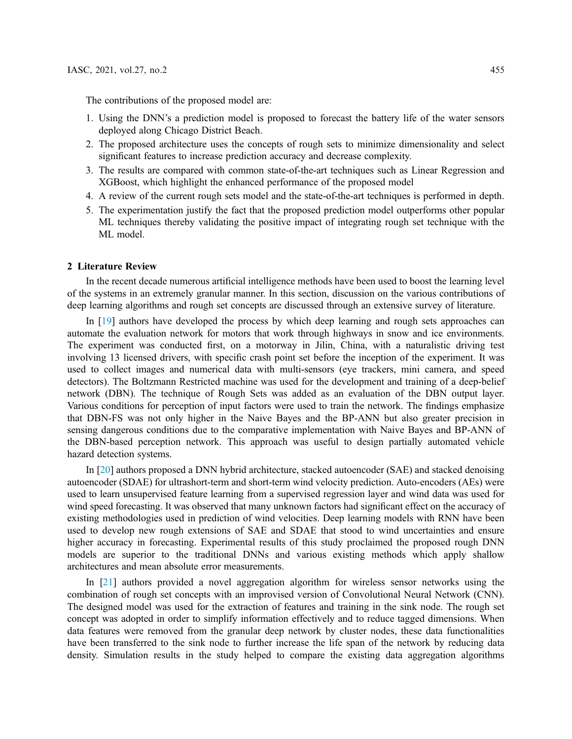The contributions of the proposed model are:

1. Using the DNN's a prediction model is proposed to forecast the battery life of the water sensors deployed along Chicago District Beach.
2. The proposed architecture uses the concepts of rough sets to minimize dimensionality and select significant features to increase prediction accuracy and decrease complexity.
3. The results are compared with common state-of-the-art techniques such as Linear Regression and XGBoost, which highlight the enhanced performance of the proposed model
4. A review of the current rough sets model and the state-of-the-art techniques is performed in depth.
5. The experimentation justify the fact that the proposed prediction model outperforms other popular ML techniques thereby validating the positive impact of integrating rough set technique with the ML model.

## 2 Literature Review

In the recent decade numerous artificial intelligence methods have been used to boost the learning level of the systems in an extremely granular manner. In this section, discussion on the various contributions of deep learning algorithms and rough set concepts are discussed through an extensive survey of literature.

In [19] authors have developed the process by which deep learning and rough sets approaches can automate the evaluation network for motors that work through highways in snow and ice environments. The experiment was conducted first, on a motorway in Jilin, China, with a naturalistic driving test involving 13 licensed drivers, with specific crash point set before the inception of the experiment. It was used to collect images and numerical data with multi-sensors (eye trackers, mini camera, and speed detectors). The Boltzmann Restricted machine was used for the development and training of a deep-belief network (DBN). The technique of Rough Sets was added as an evaluation of the DBN output layer. Various conditions for perception of input factors were used to train the network. The findings emphasize that DBN-FS was not only higher in the Naive Bayes and the BP-ANN but also greater precision in sensing dangerous conditions due to the comparative implementation with Naive Bayes and BP-ANN of the DBN-based perception network. This approach was useful to design partially automated vehicle hazard detection systems.

In [20] authors proposed a DNN hybrid architecture, stacked autoencoder (SAE) and stacked denoising autoencoder (SDAE) for ultrashort-term and short-term wind velocity prediction. Auto-encoders (AEs) were used to learn unsupervised feature learning from a supervised regression layer and wind data was used for wind speed forecasting. It was observed that many unknown factors had significant effect on the accuracy of existing methodologies used in prediction of wind velocities. Deep learning models with RNN have been used to develop new rough extensions of SAE and SDAE that stood to wind uncertainties and ensure higher accuracy in forecasting. Experimental results of this study proclaimed the proposed rough DNN models are superior to the traditional DNNs and various existing methods which apply shallow architectures and mean absolute error measurements.

In [21] authors provided a novel aggregation algorithm for wireless sensor networks using the combination of rough set concepts with an improvised version of Convolutional Neural Network (CNN). The designed model was used for the extraction of features and training in the sink node. The rough set concept was adopted in order to simplify information effectively and to reduce tagged dimensions. When data features were removed from the granular deep network by cluster nodes, these data functionalities have been transferred to the sink node to further increase the life span of the network by reducing data density. Simulation results in the study helped to compare the existing data aggregation algorithms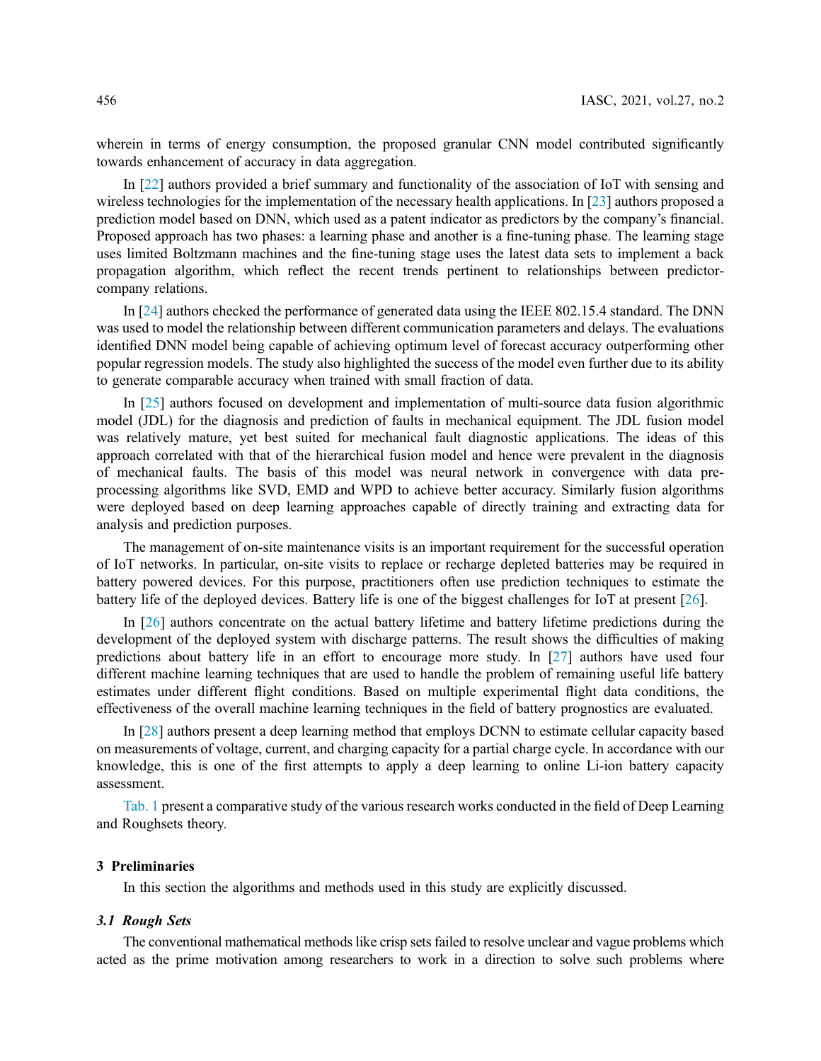wherein in terms of energy consumption, the proposed granular CNN model contributed significantly towards enhancement of accuracy in data aggregation.

In [22] authors provided a brief summary and functionality of the association of IoT with sensing and wireless technologies for the implementation of the necessary health applications. In [23] authors proposed a prediction model based on DNN, which used as a patent indicator as predictors by the company's financial. Proposed approach has two phases: a learning phase and another is a fine-tuning phase. The learning stage uses limited Boltzmann machines and the fine-tuning stage uses the latest data sets to implement a back propagation algorithm, which reflect the recent trends pertinent to relationships between predictor-company relations.

In [24] authors checked the performance of generated data using the IEEE 802.15.4 standard. The DNN was used to model the relationship between different communication parameters and delays. The evaluations identified DNN model being capable of achieving optimum level of forecast accuracy outperforming other popular regression models. The study also highlighted the success of the model even further due to its ability to generate comparable accuracy when trained with small fraction of data.

In [25] authors focused on development and implementation of multi-source data fusion algorithmic model (JDL) for the diagnosis and prediction of faults in mechanical equipment. The JDL fusion model was relatively mature, yet best suited for mechanical fault diagnostic applications. The ideas of this approach correlated with that of the hierarchical fusion model and hence were prevalent in the diagnosis of mechanical faults. The basis of this model was neural network in convergence with data pre-processing algorithms like SVD, EMD and WPD to achieve better accuracy. Similarly fusion algorithms were deployed based on deep learning approaches capable of directly training and extracting data for analysis and prediction purposes.

The management of on-site maintenance visits is an important requirement for the successful operation of IoT networks. In particular, on-site visits to replace or recharge depleted batteries may be required in battery powered devices. For this purpose, practitioners often use prediction techniques to estimate the battery life of the deployed devices. Battery life is one of the biggest challenges for IoT at present [26].

In [26] authors concentrate on the actual battery lifetime and battery lifetime predictions during the development of the deployed system with discharge patterns. The result shows the difficulties of making predictions about battery life in an effort to encourage more study. In [27] authors have used four different machine learning techniques that are used to handle the problem of remaining useful life battery estimates under different flight conditions. Based on multiple experimental flight data conditions, the effectiveness of the overall machine learning techniques in the field of battery prognostics are evaluated.

In [28] authors present a deep learning method that employs DCNN to estimate cellular capacity based on measurements of voltage, current, and charging capacity for a partial charge cycle. In accordance with our knowledge, this is one of the first attempts to apply a deep learning to online Li-ion battery capacity assessment.

Tab. 1 present a comparative study of the various research works conducted in the field of Deep Learning and Roughsets theory.

## 3 Preliminaries

In this section the algorithms and methods used in this study are explicitly discussed.

### 3.1 Rough Sets

The conventional mathematical methods like crisp sets failed to resolve unclear and vague problems which acted as the prime motivation among researchers to work in a direction to solve such problems where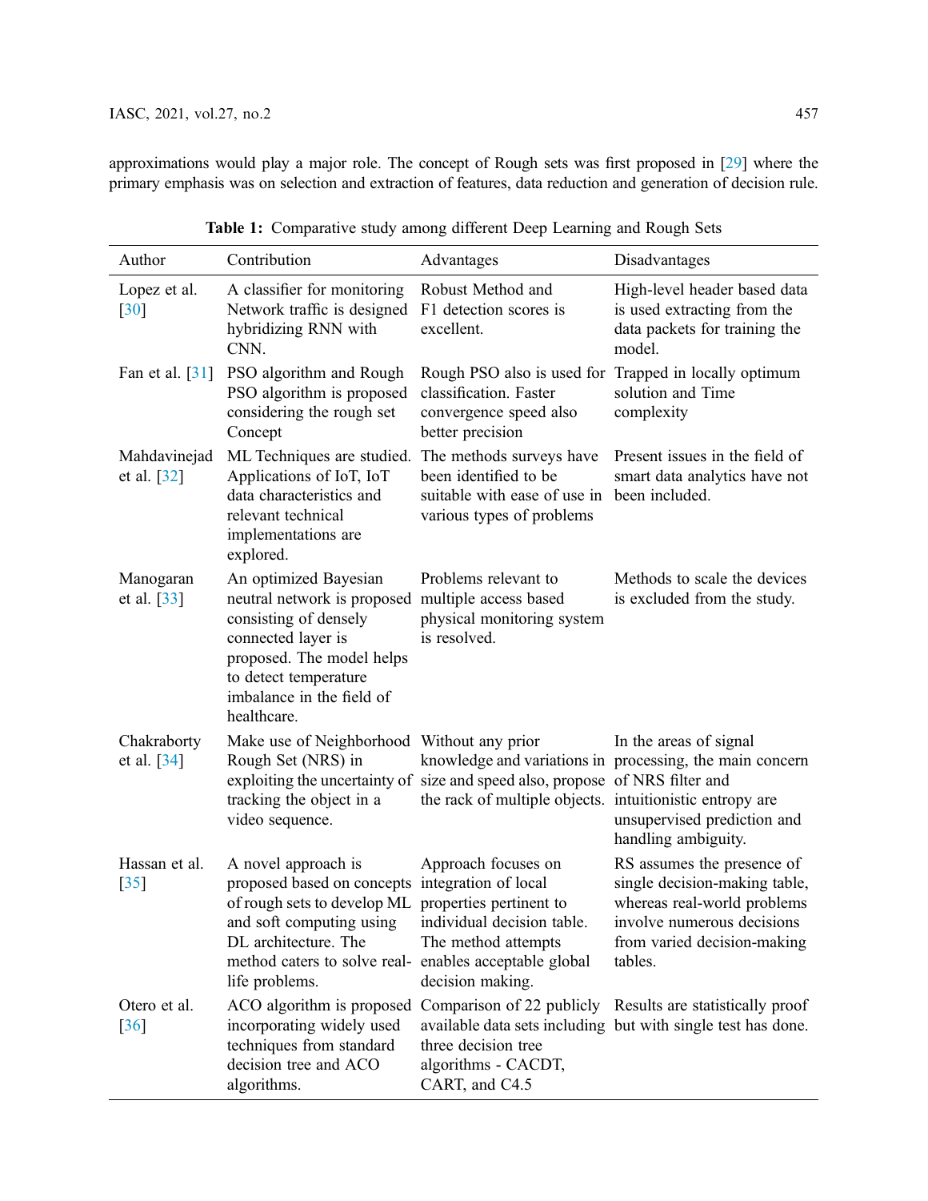approximations would play a major role. The concept of Rough sets was first proposed in [29] where the primary emphasis was on selection and extraction of features, data reduction and generation of decision rule.

**Table 1:** Comparative study among different Deep Learning and Rough Sets

| Author | Contribution | Advantages | Disadvantages |
|---|---|---|---|
| Lopez et al. [30] | A classifier for monitoring Network traffic is designed hybridizing RNN with CNN. | Robust Method and F1 detection scores is excellent. | High-level header based data is used extracting from the data packets for training the model. |
| Fan et al. [31] | PSO algorithm and Rough PSO algorithm is proposed considering the rough set Concept | Rough PSO also is used for classification. Faster convergence speed also better precision | Trapped in locally optimum solution and Time complexity |
| Mahdavinejad et al. [32] | ML Techniques are studied. Applications of IoT, IoT data characteristics and relevant technical implementations are explored. | The methods surveys have been identified to be suitable with ease of use in various types of problems | Present issues in the field of smart data analytics have not been included. |
| Manogaran et al. [33] | An optimized Bayesian neutral network is proposed consisting of densely connected layer is proposed. The model helps to detect temperature imbalance in the field of healthcare. | Problems relevant to multiple access based physical monitoring system is resolved. | Methods to scale the devices is excluded from the study. |
| Chakraborty et al. [34] | Make use of Neighborhood Rough Set (NRS) in exploiting the uncertainty of tracking the object in a video sequence. | Without any prior knowledge and variations in size and speed also, propose the rack of multiple objects. | In the areas of signal processing, the main concern of NRS filter and intuitionistic entropy are unsupervised prediction and handling ambiguity. |
| Hassan et al. [35] | A novel approach is proposed based on concepts of rough sets to develop ML and soft computing using DL architecture. The method caters to solve real-life problems. | Approach focuses on integration of local properties pertinent to individual decision table. The method attempts enables acceptable global decision making. | RS assumes the presence of single decision-making table, whereas real-world problems involve numerous decisions from varied decision-making tables. |
| Otero et al. [36] | ACO algorithm is proposed incorporating widely used techniques from standard decision tree and ACO algorithms. | Comparison of 22 publicly available data sets including three decision tree algorithms - CACDT, CART, and C4.5 | Results are statistically proof but with single test has done. |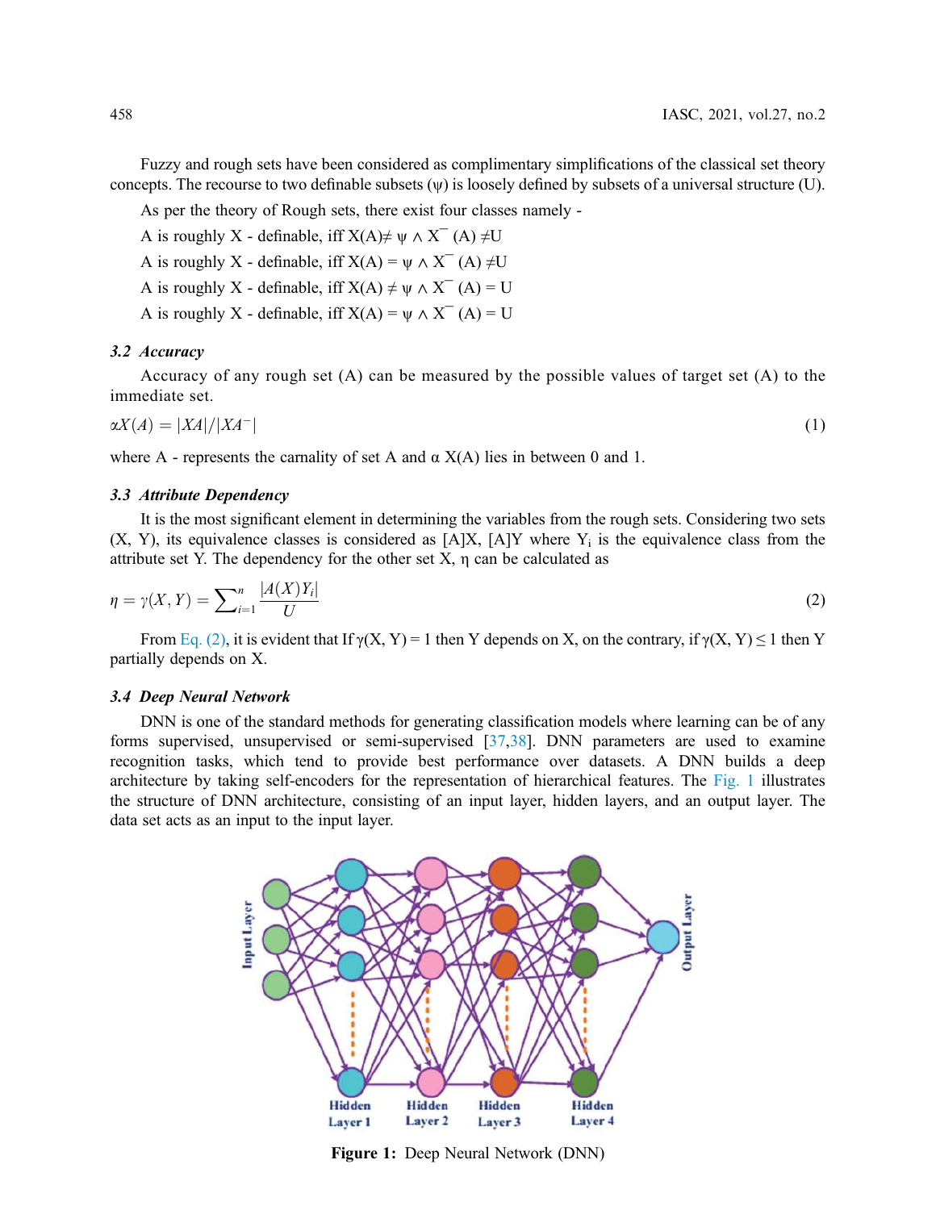Fuzzy and rough sets have been considered as complimentary simplifications of the classical set theory concepts. The recourse to two definable subsets (ψ) is loosely defined by subsets of a universal structure (U).

As per the theory of Rough sets, there exist four classes namely -

A is roughly X - definable, iff $X(A) \neq \psi \wedge X^{-}(A) \neq U$

A is roughly X - definable, iff $X(A) = \psi \wedge X^{-}(A) \neq U$

A is roughly X - definable, iff $X(A) \neq \psi \wedge X^{-}(A) = U$

A is roughly X - definable, iff $X(A) = \psi \wedge X^{-}(A) = U$

### *3.2 Accuracy*

Accuracy of any rough set (A) can be measured by the possible values of target set (A) to the immediate set.

$$\alpha X(A) = |XA|/|XA^{-}| \tag{1}$$

where A - represents the carnality of set A and α X(A) lies in between 0 and 1.

### *3.3 Attribute Dependency*

It is the most significant element in determining the variables from the rough sets. Considering two sets (X, Y), its equivalence classes is considered as [A]X, [A]Y where $Y_i$ is the equivalence class from the attribute set Y. The dependency for the other set X, η can be calculated as

$$\eta = \gamma(X, Y) = \sum\nolimits_{i=1}^{n} \frac{|A(X)Y_i|}{U} \tag{2}$$

From Eq. (2), it is evident that If γ(X, Y) = 1 then Y depends on X, on the contrary, if γ(X, Y) ≤ 1 then Y partially depends on X.

### *3.4 Deep Neural Network*

DNN is one of the standard methods for generating classification models where learning can be of any forms supervised, unsupervised or semi-supervised [37,38]. DNN parameters are used to examine recognition tasks, which tend to provide best performance over datasets. A DNN builds a deep architecture by taking self-encoders for the representation of hierarchical features. The Fig. 1 illustrates the structure of DNN architecture, consisting of an input layer, hidden layers, and an output layer. The data set acts as an input to the input layer.

**Figure 1:** Deep Neural Network (DNN)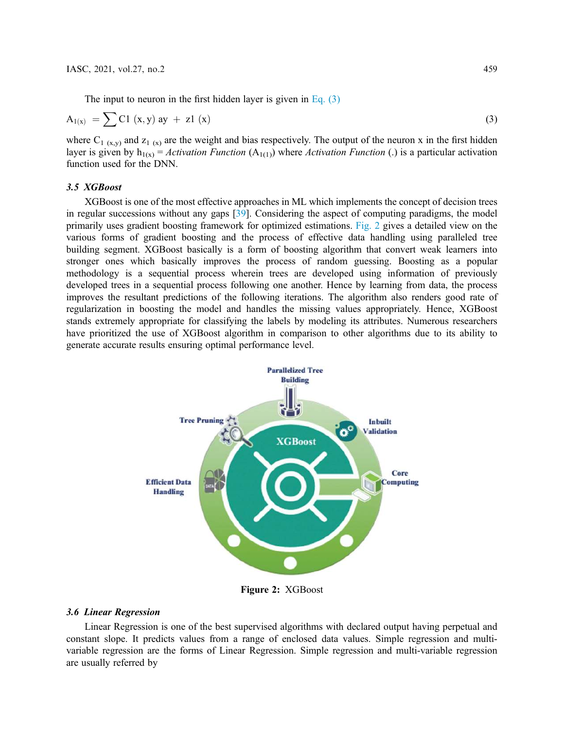The input to neuron in the first hidden layer is given in Eq. (3)

$$A_{1(x)} = \sum C1\ (x, y)\ ay + z1\ (x) \tag{3}$$

where $C_{1\ (x,y)}$ and $z_{1\ (x)}$ are the weight and bias respectively. The output of the neuron x in the first hidden layer is given by $h_{1(x)}$ = *Activation Function* ($A_{1(1)}$) where *Activation Function* (.) is a particular activation function used for the DNN.

### *3.5 XGBoost*

XGBoost is one of the most effective approaches in ML which implements the concept of decision trees in regular successions without any gaps [39]. Considering the aspect of computing paradigms, the model primarily uses gradient boosting framework for optimized estimations. Fig. 2 gives a detailed view on the various forms of gradient boosting and the process of effective data handling using paralleled tree building segment. XGBoost basically is a form of boosting algorithm that convert weak learners into stronger ones which basically improves the process of random guessing. Boosting as a popular methodology is a sequential process wherein trees are developed using information of previously developed trees in a sequential process following one another. Hence by learning from data, the process improves the resultant predictions of the following iterations. The algorithm also renders good rate of regularization in boosting the model and handles the missing values appropriately. Hence, XGBoost stands extremely appropriate for classifying the labels by modeling its attributes. Numerous researchers have prioritized the use of XGBoost algorithm in comparison to other algorithms due to its ability to generate accurate results ensuring optimal performance level.

**Figure 2:** XGBoost

### *3.6 Linear Regression*

Linear Regression is one of the best supervised algorithms with declared output having perpetual and constant slope. It predicts values from a range of enclosed data values. Simple regression and multi-variable regression are the forms of Linear Regression. Simple regression and multi-variable regression are usually referred by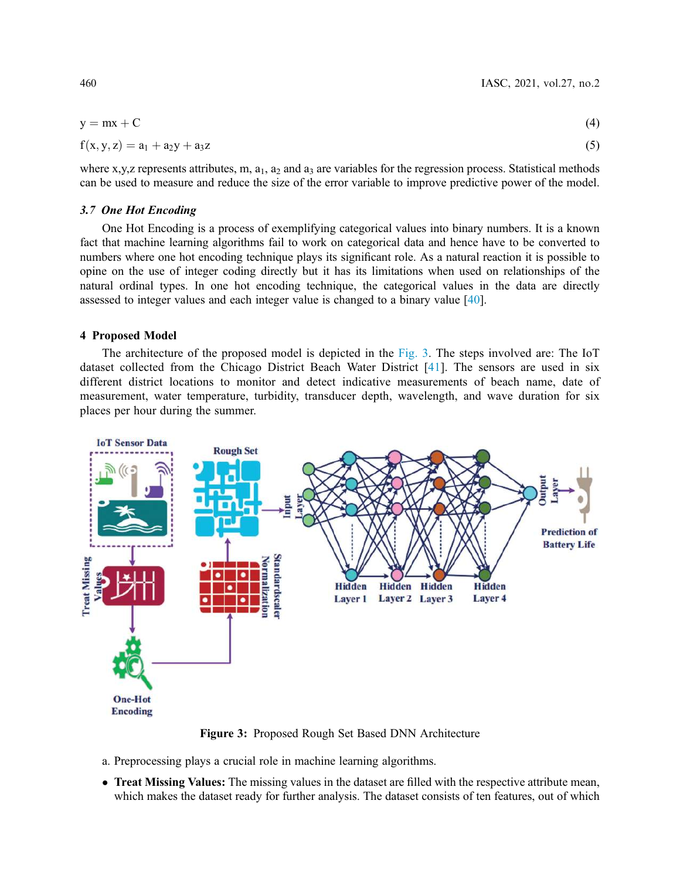$$y = mx + C \tag{4}$$

$$f(x, y, z) = a_1 + a_2 y + a_3 z \tag{5}$$

where x,y,z represents attributes, m, $a_1$, $a_2$ and $a_3$ are variables for the regression process. Statistical methods can be used to measure and reduce the size of the error variable to improve predictive power of the model.

### *3.7 One Hot Encoding*

One Hot Encoding is a process of exemplifying categorical values into binary numbers. It is a known fact that machine learning algorithms fail to work on categorical data and hence have to be converted to numbers where one hot encoding technique plays its significant role. As a natural reaction it is possible to opine on the use of integer coding directly but it has its limitations when used on relationships of the natural ordinal types. In one hot encoding technique, the categorical values in the data are directly assessed to integer values and each integer value is changed to a binary value [40].

## 4 Proposed Model

The architecture of the proposed model is depicted in the Fig. 3. The steps involved are: The IoT dataset collected from the Chicago District Beach Water District [41]. The sensors are used in six different district locations to monitor and detect indicative measurements of beach name, date of measurement, water temperature, turbidity, transducer depth, wavelength, and wave duration for six places per hour during the summer.

**Figure 3:** Proposed Rough Set Based DNN Architecture

a. Preprocessing plays a crucial role in machine learning algorithms.

- **Treat Missing Values:** The missing values in the dataset are filled with the respective attribute mean, which makes the dataset ready for further analysis. The dataset consists of ten features, out of which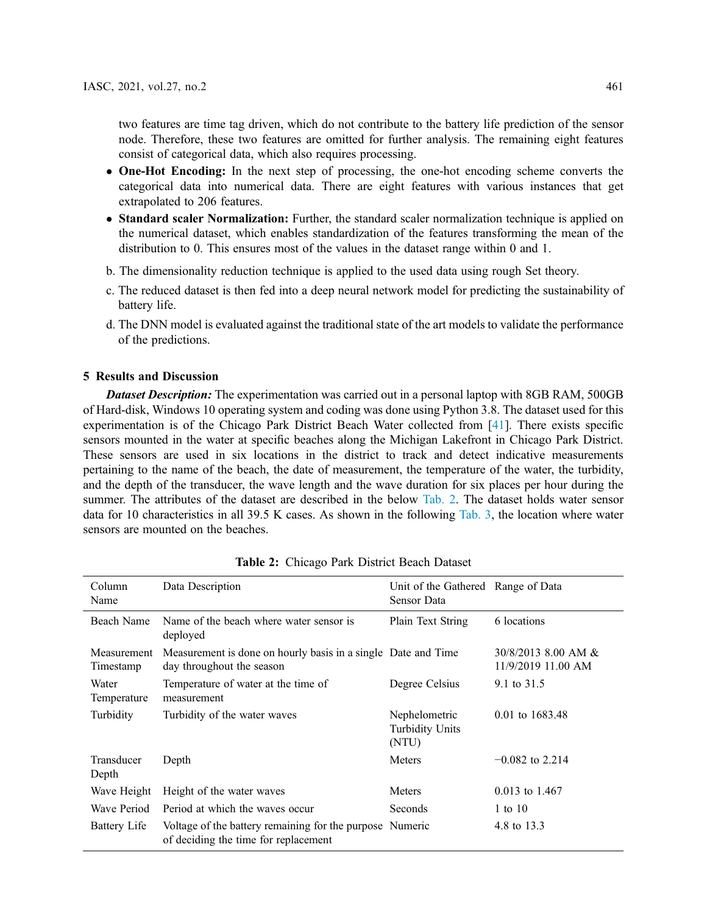two features are time tag driven, which do not contribute to the battery life prediction of the sensor node. Therefore, these two features are omitted for further analysis. The remaining eight features consist of categorical data, which also requires processing.

- **One-Hot Encoding:** In the next step of processing, the one-hot encoding scheme converts the categorical data into numerical data. There are eight features with various instances that get extrapolated to 206 features.
- **Standard scaler Normalization:** Further, the standard scaler normalization technique is applied on the numerical dataset, which enables standardization of the features transforming the mean of the distribution to 0. This ensures most of the values in the dataset range within 0 and 1.

b. The dimensionality reduction technique is applied to the used data using rough Set theory.

c. The reduced dataset is then fed into a deep neural network model for predicting the sustainability of battery life.

d. The DNN model is evaluated against the traditional state of the art models to validate the performance of the predictions.

## 5 Results and Discussion

***Dataset Description:*** The experimentation was carried out in a personal laptop with 8GB RAM, 500GB of Hard-disk, Windows 10 operating system and coding was done using Python 3.8. The dataset used for this experimentation is of the Chicago Park District Beach Water collected from [41]. There exists specific sensors mounted in the water at specific beaches along the Michigan Lakefront in Chicago Park District. These sensors are used in six locations in the district to track and detect indicative measurements pertaining to the name of the beach, the date of measurement, the temperature of the water, the turbidity, and the depth of the transducer, the wave length and the wave duration for six places per hour during the summer. The attributes of the dataset are described in the below Tab. 2. The dataset holds water sensor data for 10 characteristics in all 39.5 K cases. As shown in the following Tab. 3, the location where water sensors are mounted on the beaches.

**Table 2:** Chicago Park District Beach Dataset

| Column Name | Data Description | Unit of the Gathered Sensor Data | Range of Data |
|---|---|---|---|
| Beach Name | Name of the beach where water sensor is deployed | Plain Text String | 6 locations |
| Measurement Timestamp | Measurement is done on hourly basis in a single day throughout the season | Date and Time | 30/8/2013 8.00 AM & 11/9/2019 11.00 AM |
| Water Temperature | Temperature of water at the time of measurement | Degree Celsius | 9.1 to 31.5 |
| Turbidity | Turbidity of the water waves | Nephelometric Turbidity Units (NTU) | 0.01 to 1683.48 |
| Transducer Depth | Depth | Meters | −0.082 to 2.214 |
| Wave Height | Height of the water waves | Meters | 0.013 to 1.467 |
| Wave Period | Period at which the waves occur | Seconds | 1 to 10 |
| Battery Life | Voltage of the battery remaining for the purpose of deciding the time for replacement | Numeric | 4.8 to 13.3 |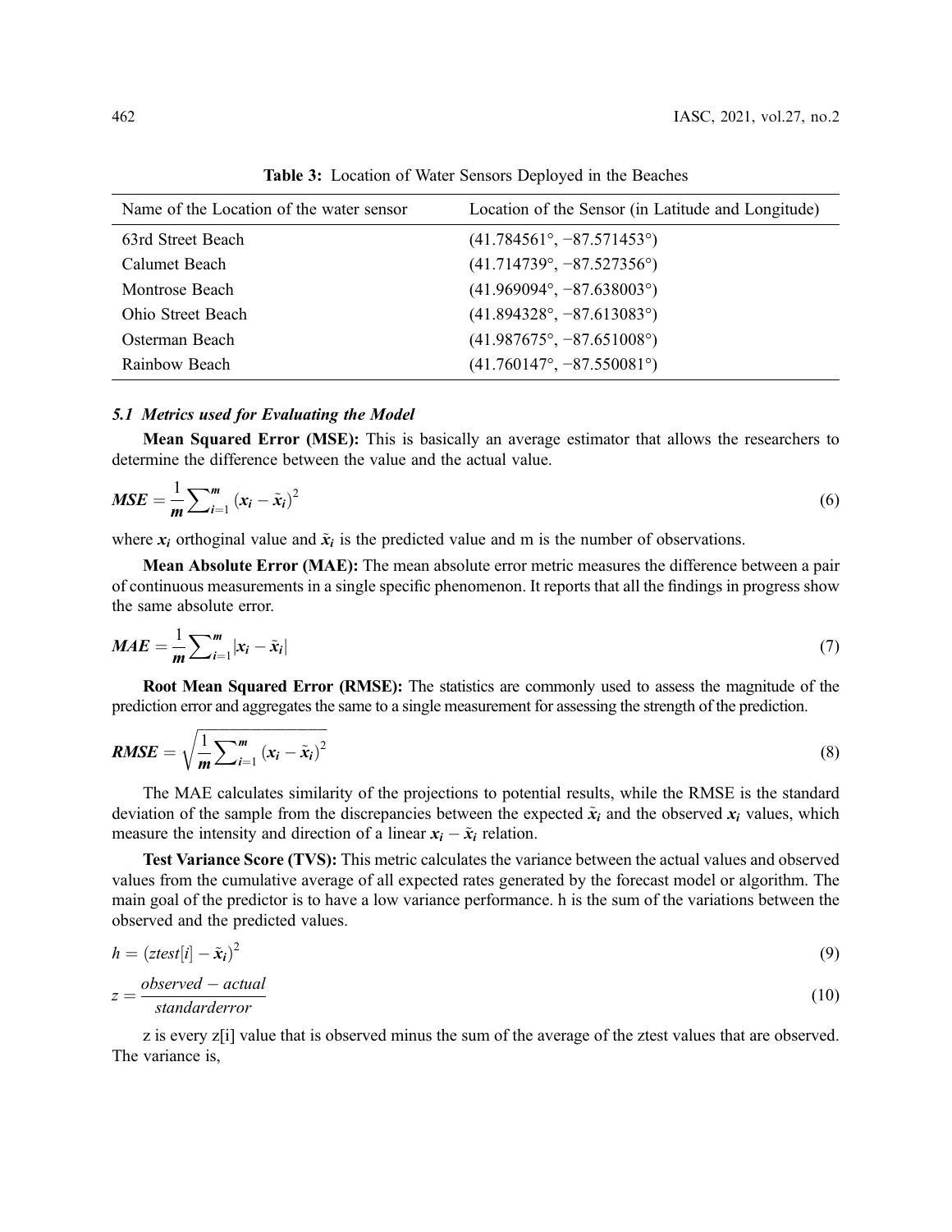**Table 3:** Location of Water Sensors Deployed in the Beaches

| Name of the Location of the water sensor | Location of the Sensor (in Latitude and Longitude) |
|---|---|
| 63rd Street Beach | (41.784561°, −87.571453°) |
| Calumet Beach | (41.714739°, −87.527356°) |
| Montrose Beach | (41.969094°, −87.638003°) |
| Ohio Street Beach | (41.894328°, −87.613083°) |
| Osterman Beach | (41.987675°, −87.651008°) |
| Rainbow Beach | (41.760147°, −87.550081°) |

### *5.1 Metrics used for Evaluating the Model*

**Mean Squared Error (MSE):** This is basically an average estimator that allows the researchers to determine the difference between the value and the actual value.

$$MSE = \frac{1}{m}\sum_{i=1}^{m} (x_i - \tilde{x}_i)^2 \tag{6}$$

where $x_i$ orthoginal value and $\tilde{x}_i$ is the predicted value and m is the number of observations.

**Mean Absolute Error (MAE):** The mean absolute error metric measures the difference between a pair of continuous measurements in a single specific phenomenon. It reports that all the findings in progress show the same absolute error.

$$MAE = \frac{1}{m}\sum_{i=1}^{m} |x_i - \tilde{x}_i| \tag{7}$$

**Root Mean Squared Error (RMSE):** The statistics are commonly used to assess the magnitude of the prediction error and aggregates the same to a single measurement for assessing the strength of the prediction.

$$RMSE = \sqrt{\frac{1}{m}\sum_{i=1}^{m} (x_i - \tilde{x}_i)^2} \tag{8}$$

The MAE calculates similarity of the projections to potential results, while the RMSE is the standard deviation of the sample from the discrepancies between the expected $\tilde{x}_i$ and the observed $x_i$ values, which measure the intensity and direction of a linear $x_i - \tilde{x}_i$ relation.

**Test Variance Score (TVS):** This metric calculates the variance between the actual values and observed values from the cumulative average of all expected rates generated by the forecast model or algorithm. The main goal of the predictor is to have a low variance performance. h is the sum of the variations between the observed and the predicted values.

$$h = (ztest[i] - \tilde{x}_i)^2 \tag{9}$$

$$z = \frac{observed - actual}{standarderror} \tag{10}$$

z is every z[i] value that is observed minus the sum of the average of the ztest values that are observed. The variance is,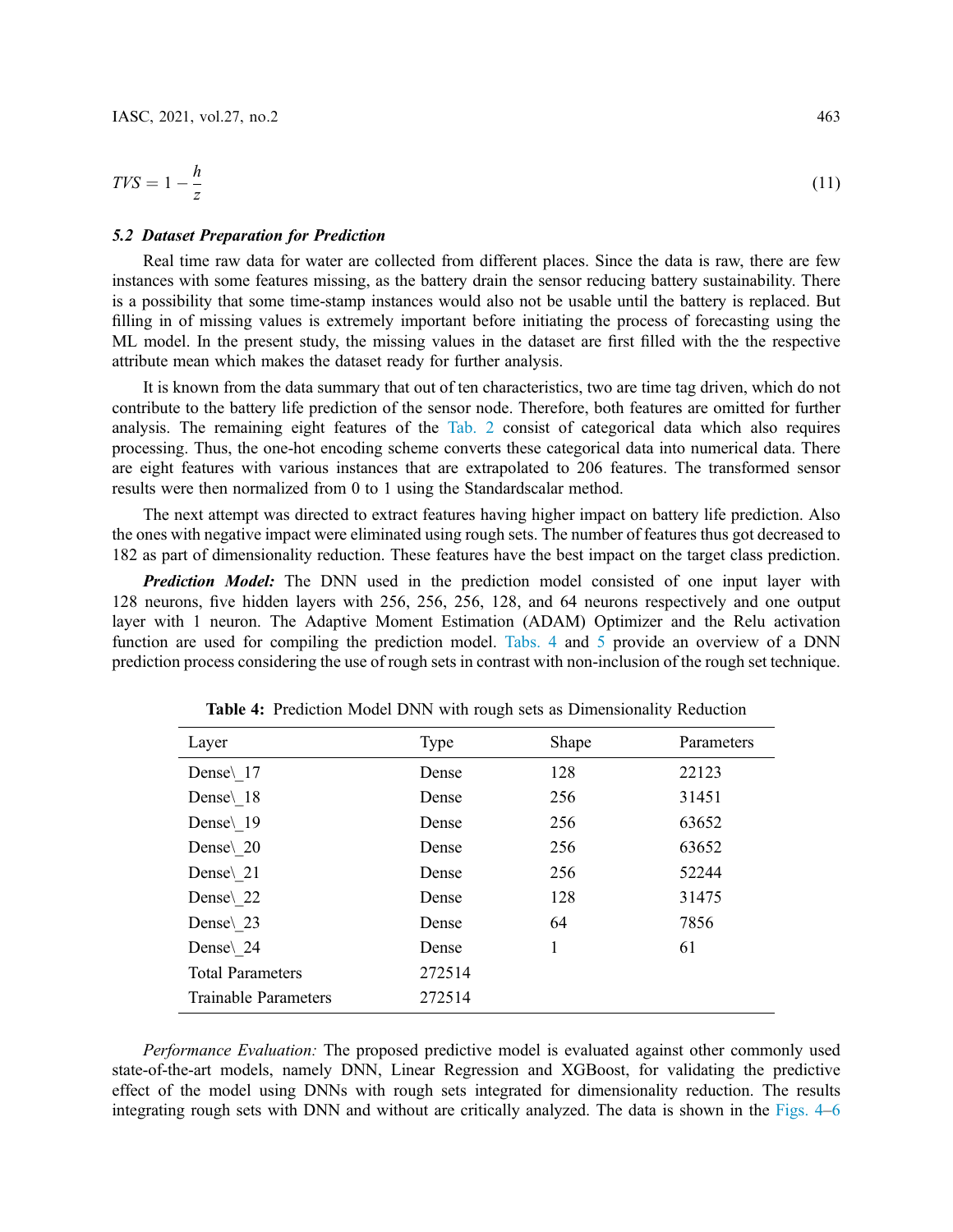$$TVS = 1 - \frac{h}{z} \tag{11}$$

### *5.2 Dataset Preparation for Prediction*

Real time raw data for water are collected from different places. Since the data is raw, there are few instances with some features missing, as the battery drain the sensor reducing battery sustainability. There is a possibility that some time-stamp instances would also not be usable until the battery is replaced. But filling in of missing values is extremely important before initiating the process of forecasting using the ML model. In the present study, the missing values in the dataset are first filled with the the respective attribute mean which makes the dataset ready for further analysis.

It is known from the data summary that out of ten characteristics, two are time tag driven, which do not contribute to the battery life prediction of the sensor node. Therefore, both features are omitted for further analysis. The remaining eight features of the Tab. 2 consist of categorical data which also requires processing. Thus, the one-hot encoding scheme converts these categorical data into numerical data. There are eight features with various instances that are extrapolated to 206 features. The transformed sensor results were then normalized from 0 to 1 using the Standardscalar method.

The next attempt was directed to extract features having higher impact on battery life prediction. Also the ones with negative impact were eliminated using rough sets. The number of features thus got decreased to 182 as part of dimensionality reduction. These features have the best impact on the target class prediction.

***Prediction Model:*** The DNN used in the prediction model consisted of one input layer with 128 neurons, five hidden layers with 256, 256, 256, 128, and 64 neurons respectively and one output layer with 1 neuron. The Adaptive Moment Estimation (ADAM) Optimizer and the Relu activation function are used for compiling the prediction model. Tabs. 4 and 5 provide an overview of a DNN prediction process considering the use of rough sets in contrast with non-inclusion of the rough set technique.

**Table 4:** Prediction Model DNN with rough sets as Dimensionality Reduction

| Layer | Type | Shape | Parameters |
|---|---|---|---|
| Dense\_17 | Dense | 128 | 22123 |
| Dense\_18 | Dense | 256 | 31451 |
| Dense\_19 | Dense | 256 | 63652 |
| Dense\_20 | Dense | 256 | 63652 |
| Dense\_21 | Dense | 256 | 52244 |
| Dense\_22 | Dense | 128 | 31475 |
| Dense\_23 | Dense | 64 | 7856 |
| Dense\_24 | Dense | 1 | 61 |
| Total Parameters | 272514 | | |
| Trainable Parameters | 272514 | | |

*Performance Evaluation:* The proposed predictive model is evaluated against other commonly used state-of-the-art models, namely DNN, Linear Regression and XGBoost, for validating the predictive effect of the model using DNNs with rough sets integrated for dimensionality reduction. The results integrating rough sets with DNN and without are critically analyzed. The data is shown in the Figs. 4–6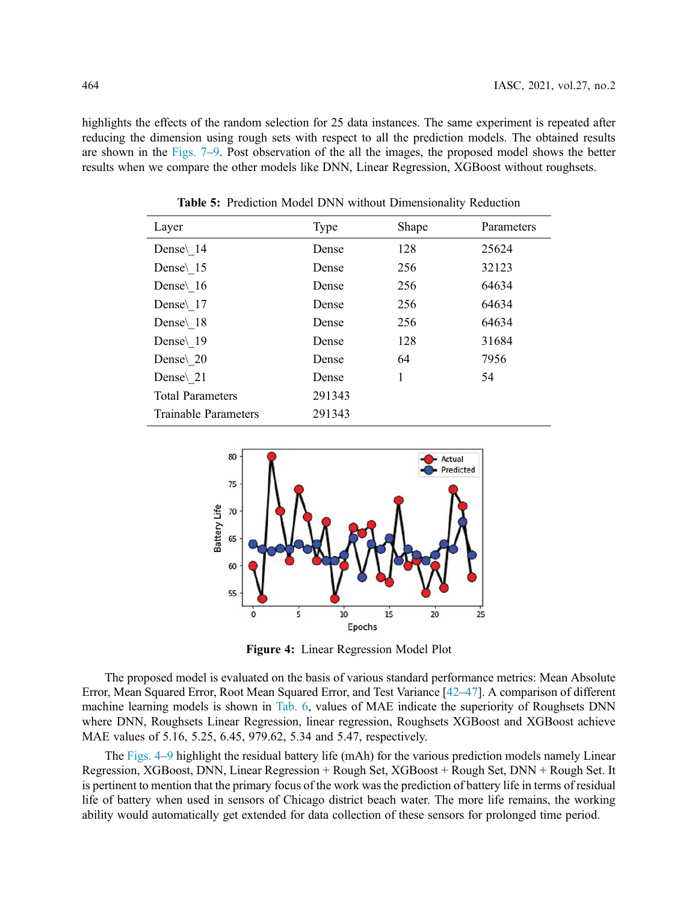highlights the effects of the random selection for 25 data instances. The same experiment is repeated after reducing the dimension using rough sets with respect to all the prediction models. The obtained results are shown in the Figs. 7–9. Post observation of the all the images, the proposed model shows the better results when we compare the other models like DNN, Linear Regression, XGBoost without roughsets.

**Table 5:** Prediction Model DNN without Dimensionality Reduction

| Layer | Type | Shape | Parameters |
|---|---|---|---|
| Dense\_14 | Dense | 128 | 25624 |
| Dense\_15 | Dense | 256 | 32123 |
| Dense\_16 | Dense | 256 | 64634 |
| Dense\_17 | Dense | 256 | 64634 |
| Dense\_18 | Dense | 256 | 64634 |
| Dense\_19 | Dense | 128 | 31684 |
| Dense\_20 | Dense | 64 | 7956 |
| Dense\_21 | Dense | 1 | 54 |
| Total Parameters | 291343 | | |
| Trainable Parameters | 291343 | | |

**Figure 4:** Linear Regression Model Plot

The proposed model is evaluated on the basis of various standard performance metrics: Mean Absolute Error, Mean Squared Error, Root Mean Squared Error, and Test Variance [42–47]. A comparison of different machine learning models is shown in Tab. 6, values of MAE indicate the superiority of Roughsets DNN where DNN, Roughsets Linear Regression, linear regression, Roughsets XGBoost and XGBoost achieve MAE values of 5.16, 5.25, 6.45, 979.62, 5.34 and 5.47, respectively.

The Figs. 4–9 highlight the residual battery life (mAh) for the various prediction models namely Linear Regression, XGBoost, DNN, Linear Regression + Rough Set, XGBoost + Rough Set, DNN + Rough Set. It is pertinent to mention that the primary focus of the work was the prediction of battery life in terms of residual life of battery when used in sensors of Chicago district beach water. The more life remains, the working ability would automatically get extended for data collection of these sensors for prolonged time period.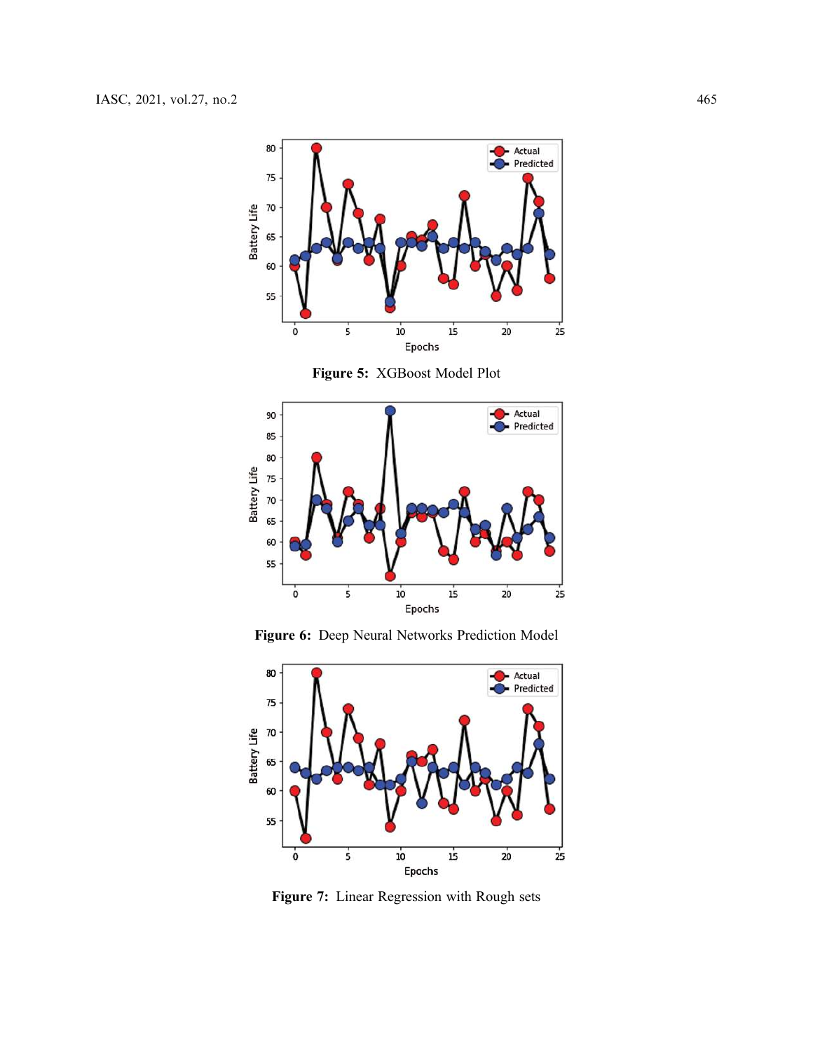Figure 5: XGBoost Model Plot

Figure 6: Deep Neural Networks Prediction Model

Figure 7: Linear Regression with Rough sets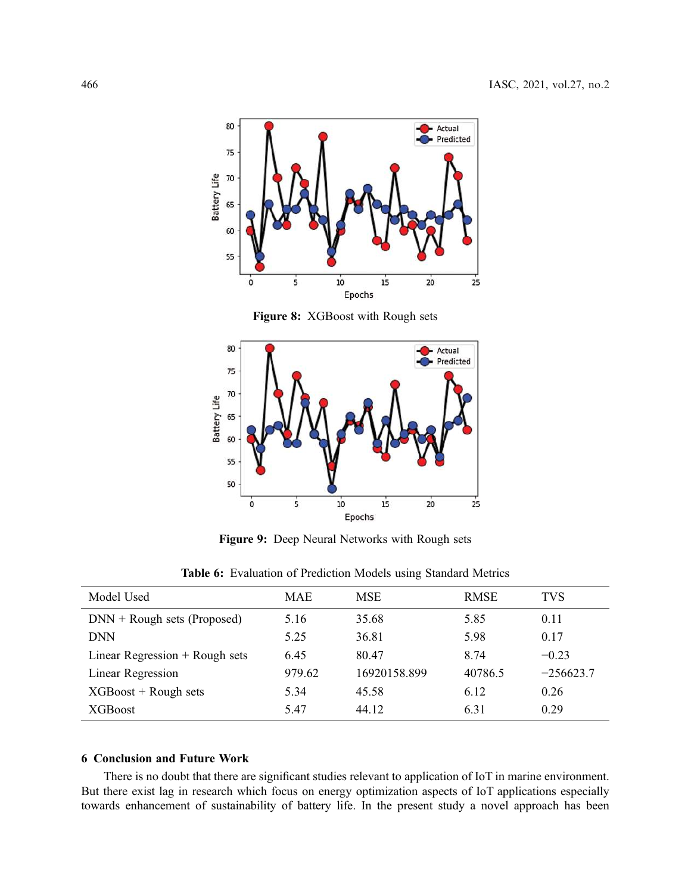Figure 8: XGBoost with Rough sets

Figure 9: Deep Neural Networks with Rough sets

Table 6: Evaluation of Prediction Models using Standard Metrics

| Model Used | MAE | MSE | RMSE | TVS |
|---|---|---|---|---|
| DNN + Rough sets (Proposed) | 5.16 | 35.68 | 5.85 | 0.11 |
| DNN | 5.25 | 36.81 | 5.98 | 0.17 |
| Linear Regression + Rough sets | 6.45 | 80.47 | 8.74 | −0.23 |
| Linear Regression | 979.62 | 16920158.899 | 40786.5 | −256623.7 |
| XGBoost + Rough sets | 5.34 | 45.58 | 6.12 | 0.26 |
| XGBoost | 5.47 | 44.12 | 6.31 | 0.29 |

## 6 Conclusion and Future Work

There is no doubt that there are significant studies relevant to application of IoT in marine environment. But there exist lag in research which focus on energy optimization aspects of IoT applications especially towards enhancement of sustainability of battery life. In the present study a novel approach has been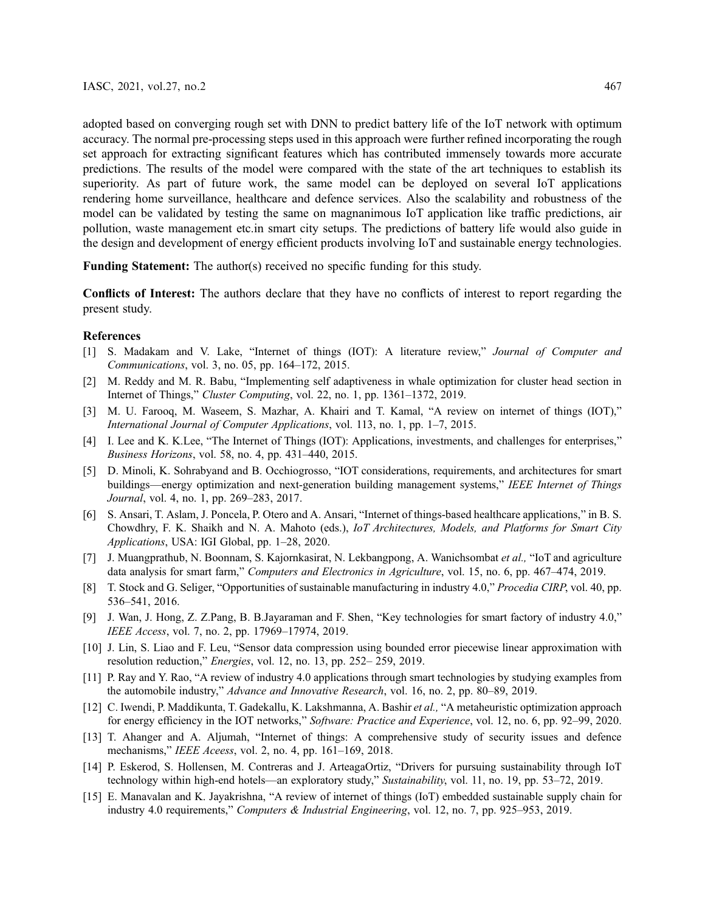adopted based on converging rough set with DNN to predict battery life of the IoT network with optimum accuracy. The normal pre-processing steps used in this approach were further refined incorporating the rough set approach for extracting significant features which has contributed immensely towards more accurate predictions. The results of the model were compared with the state of the art techniques to establish its superiority. As part of future work, the same model can be deployed on several IoT applications rendering home surveillance, healthcare and defence services. Also the scalability and robustness of the model can be validated by testing the same on magnanimous IoT application like traffic predictions, air pollution, waste management etc.in smart city setups. The predictions of battery life would also guide in the design and development of energy efficient products involving IoT and sustainable energy technologies.

**Funding Statement:** The author(s) received no specific funding for this study.

**Conflicts of Interest:** The authors declare that they have no conflicts of interest to report regarding the present study.

## References

[1] S. Madakam and V. Lake, "Internet of things (IOT): A literature review," *Journal of Computer and Communications*, vol. 3, no. 05, pp. 164–172, 2015.

[2] M. Reddy and M. R. Babu, "Implementing self adaptiveness in whale optimization for cluster head section in Internet of Things," *Cluster Computing*, vol. 22, no. 1, pp. 1361–1372, 2019.

[3] M. U. Farooq, M. Waseem, S. Mazhar, A. Khairi and T. Kamal, "A review on internet of things (IOT)," *International Journal of Computer Applications*, vol. 113, no. 1, pp. 1–7, 2015.

[4] I. Lee and K. K.Lee, "The Internet of Things (IOT): Applications, investments, and challenges for enterprises," *Business Horizons*, vol. 58, no. 4, pp. 431–440, 2015.

[5] D. Minoli, K. Sohrabyand and B. Occhiogrosso, "IOT considerations, requirements, and architectures for smart buildings—energy optimization and next-generation building management systems," *IEEE Internet of Things Journal*, vol. 4, no. 1, pp. 269–283, 2017.

[6] S. Ansari, T. Aslam, J. Poncela, P. Otero and A. Ansari, "Internet of things-based healthcare applications," in B. S. Chowdhry, F. K. Shaikh and N. A. Mahoto (eds.), *IoT Architectures, Models, and Platforms for Smart City Applications*, USA: IGI Global, pp. 1–28, 2020.

[7] J. Muangprathub, N. Boonnam, S. Kajornkasirat, N. Lekbangpong, A. Wanichsombat *et al.,* "IoT and agriculture data analysis for smart farm," *Computers and Electronics in Agriculture*, vol. 15, no. 6, pp. 467–474, 2019.

[8] T. Stock and G. Seliger, "Opportunities of sustainable manufacturing in industry 4.0," *Procedia CIRP*, vol. 40, pp. 536–541, 2016.

[9] J. Wan, J. Hong, Z. Z.Pang, B. B.Jayaraman and F. Shen, "Key technologies for smart factory of industry 4.0," *IEEE Access*, vol. 7, no. 2, pp. 17969–17974, 2019.

[10] J. Lin, S. Liao and F. Leu, "Sensor data compression using bounded error piecewise linear approximation with resolution reduction," *Energies*, vol. 12, no. 13, pp. 252– 259, 2019.

[11] P. Ray and Y. Rao, "A review of industry 4.0 applications through smart technologies by studying examples from the automobile industry," *Advance and Innovative Research*, vol. 16, no. 2, pp. 80–89, 2019.

[12] C. Iwendi, P. Maddikunta, T. Gadekallu, K. Lakshmanna, A. Bashir *et al.,* "A metaheuristic optimization approach for energy efficiency in the IOT networks," *Software: Practice and Experience*, vol. 12, no. 6, pp. 92–99, 2020.

[13] T. Ahanger and A. Aljumah, "Internet of things: A comprehensive study of security issues and defence mechanisms," *IEEE Aceess*, vol. 2, no. 4, pp. 161–169, 2018.

[14] P. Eskerod, S. Hollensen, M. Contreras and J. ArteagaOrtiz, "Drivers for pursuing sustainability through IoT technology within high-end hotels—an exploratory study," *Sustainability*, vol. 11, no. 19, pp. 53–72, 2019.

[15] E. Manavalan and K. Jayakrishna, "A review of internet of things (IoT) embedded sustainable supply chain for industry 4.0 requirements," *Computers & Industrial Engineering*, vol. 12, no. 7, pp. 925–953, 2019.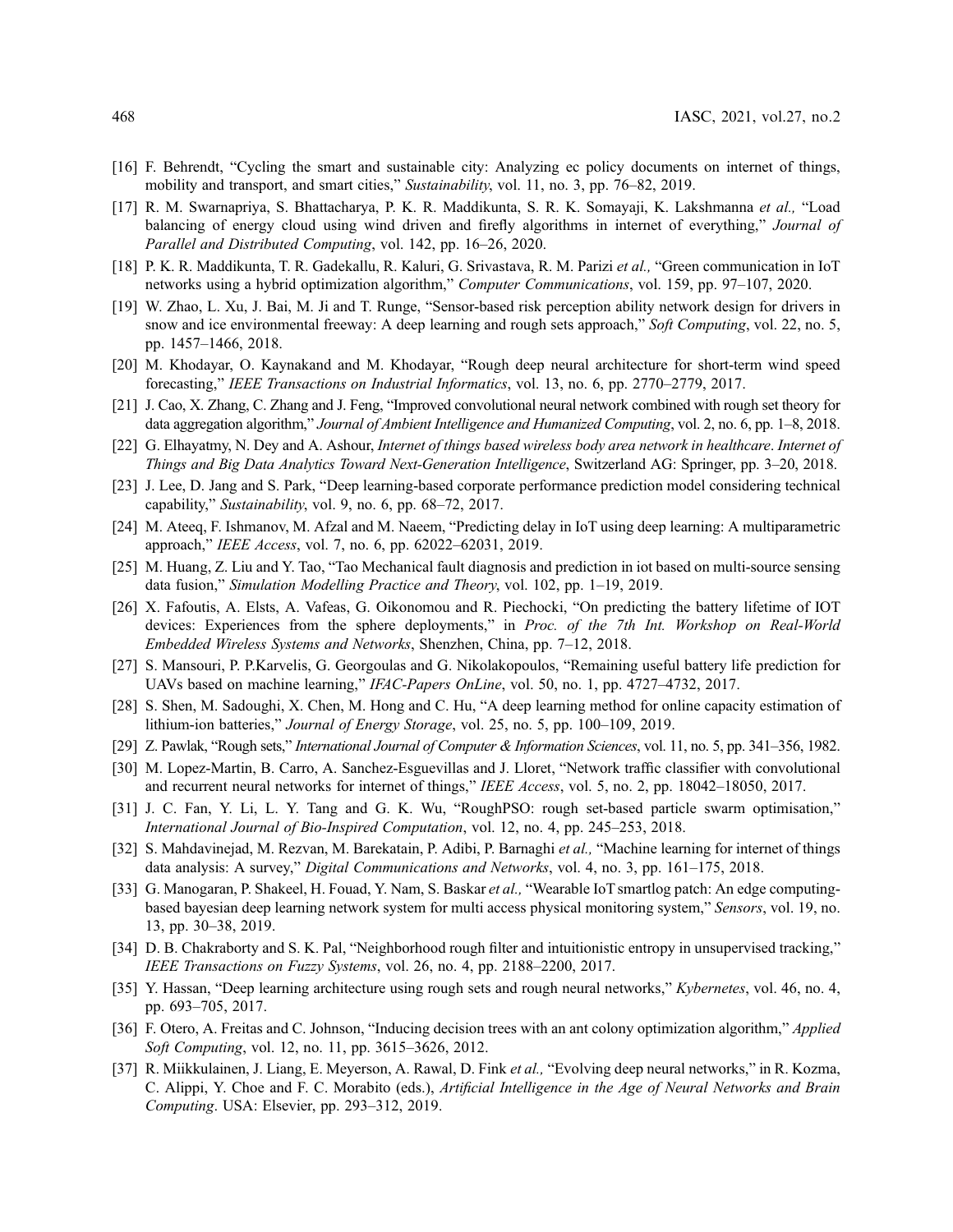[16] F. Behrendt, "Cycling the smart and sustainable city: Analyzing ec policy documents on internet of things, mobility and transport, and smart cities," *Sustainability*, vol. 11, no. 3, pp. 76–82, 2019.

[17] R. M. Swarnapriya, S. Bhattacharya, P. K. R. Maddikunta, S. R. K. Somayaji, K. Lakshmanna *et al.,* "Load balancing of energy cloud using wind driven and firefly algorithms in internet of everything," *Journal of Parallel and Distributed Computing*, vol. 142, pp. 16–26, 2020.

[18] P. K. R. Maddikunta, T. R. Gadekallu, R. Kaluri, G. Srivastava, R. M. Parizi *et al.,* "Green communication in IoT networks using a hybrid optimization algorithm," *Computer Communications*, vol. 159, pp. 97–107, 2020.

[19] W. Zhao, L. Xu, J. Bai, M. Ji and T. Runge, "Sensor-based risk perception ability network design for drivers in snow and ice environmental freeway: A deep learning and rough sets approach," *Soft Computing*, vol. 22, no. 5, pp. 1457–1466, 2018.

[20] M. Khodayar, O. Kaynakand and M. Khodayar, "Rough deep neural architecture for short-term wind speed forecasting," *IEEE Transactions on Industrial Informatics*, vol. 13, no. 6, pp. 2770–2779, 2017.

[21] J. Cao, X. Zhang, C. Zhang and J. Feng, "Improved convolutional neural network combined with rough set theory for data aggregation algorithm," *Journal of Ambient Intelligence and Humanized Computing*, vol. 2, no. 6, pp. 1–8, 2018.

[22] G. Elhayatmy, N. Dey and A. Ashour, *Internet of things based wireless body area network in healthcare*. *Internet of Things and Big Data Analytics Toward Next-Generation Intelligence*, Switzerland AG: Springer, pp. 3–20, 2018.

[23] J. Lee, D. Jang and S. Park, "Deep learning-based corporate performance prediction model considering technical capability," *Sustainability*, vol. 9, no. 6, pp. 68–72, 2017.

[24] M. Ateeq, F. Ishmanov, M. Afzal and M. Naeem, "Predicting delay in IoT using deep learning: A multiparametric approach," *IEEE Access*, vol. 7, no. 6, pp. 62022–62031, 2019.

[25] M. Huang, Z. Liu and Y. Tao, "Tao Mechanical fault diagnosis and prediction in iot based on multi-source sensing data fusion," *Simulation Modelling Practice and Theory*, vol. 102, pp. 1–19, 2019.

[26] X. Fafoutis, A. Elsts, A. Vafeas, G. Oikonomou and R. Piechocki, "On predicting the battery lifetime of IOT devices: Experiences from the sphere deployments," in *Proc. of the 7th Int. Workshop on Real-World Embedded Wireless Systems and Networks*, Shenzhen, China, pp. 7–12, 2018.

[27] S. Mansouri, P. P.Karvelis, G. Georgoulas and G. Nikolakopoulos, "Remaining useful battery life prediction for UAVs based on machine learning," *IFAC-Papers OnLine*, vol. 50, no. 1, pp. 4727–4732, 2017.

[28] S. Shen, M. Sadoughi, X. Chen, M. Hong and C. Hu, "A deep learning method for online capacity estimation of lithium-ion batteries," *Journal of Energy Storage*, vol. 25, no. 5, pp. 100–109, 2019.

[29] Z. Pawlak, "Rough sets," *International Journal of Computer & Information Sciences*, vol. 11, no. 5, pp. 341–356, 1982.

[30] M. Lopez-Martin, B. Carro, A. Sanchez-Esguevillas and J. Lloret, "Network traffic classifier with convolutional and recurrent neural networks for internet of things," *IEEE Access*, vol. 5, no. 2, pp. 18042–18050, 2017.

[31] J. C. Fan, Y. Li, L. Y. Tang and G. K. Wu, "RoughPSO: rough set-based particle swarm optimisation," *International Journal of Bio-Inspired Computation*, vol. 12, no. 4, pp. 245–253, 2018.

[32] S. Mahdavinejad, M. Rezvan, M. Barekatain, P. Adibi, P. Barnaghi *et al.,* "Machine learning for internet of things data analysis: A survey," *Digital Communications and Networks*, vol. 4, no. 3, pp. 161–175, 2018.

[33] G. Manogaran, P. Shakeel, H. Fouad, Y. Nam, S. Baskar *et al.,* "Wearable IoT smartlog patch: An edge computing-based bayesian deep learning network system for multi access physical monitoring system," *Sensors*, vol. 19, no. 13, pp. 30–38, 2019.

[34] D. B. Chakraborty and S. K. Pal, "Neighborhood rough filter and intuitionistic entropy in unsupervised tracking," *IEEE Transactions on Fuzzy Systems*, vol. 26, no. 4, pp. 2188–2200, 2017.

[35] Y. Hassan, "Deep learning architecture using rough sets and rough neural networks," *Kybernetes*, vol. 46, no. 4, pp. 693–705, 2017.

[36] F. Otero, A. Freitas and C. Johnson, "Inducing decision trees with an ant colony optimization algorithm," *Applied Soft Computing*, vol. 12, no. 11, pp. 3615–3626, 2012.

[37] R. Miikkulainen, J. Liang, E. Meyerson, A. Rawal, D. Fink *et al.,* "Evolving deep neural networks," in R. Kozma, C. Alippi, Y. Choe and F. C. Morabito (eds.), *Artificial Intelligence in the Age of Neural Networks and Brain Computing*. USA: Elsevier, pp. 293–312, 2019.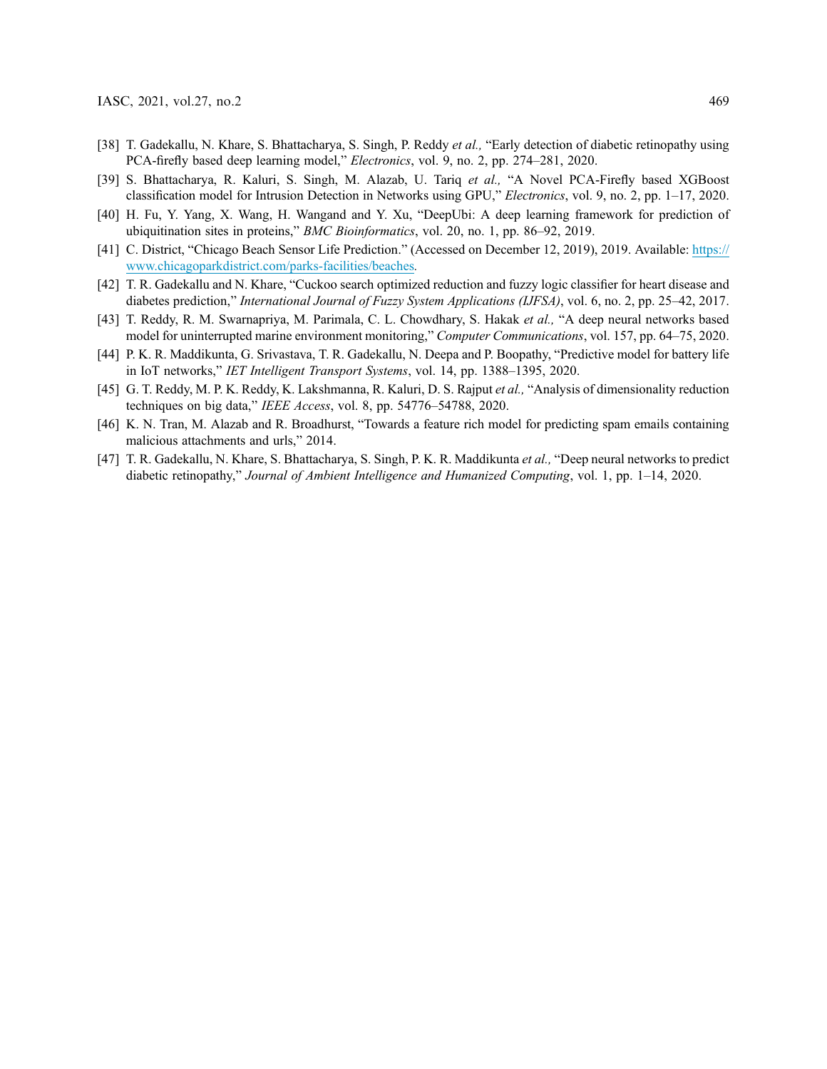[38] T. Gadekallu, N. Khare, S. Bhattacharya, S. Singh, P. Reddy *et al.,* "Early detection of diabetic retinopathy using PCA-firefly based deep learning model," *Electronics*, vol. 9, no. 2, pp. 274–281, 2020.

[39] S. Bhattacharya, R. Kaluri, S. Singh, M. Alazab, U. Tariq *et al.,* "A Novel PCA-Firefly based XGBoost classification model for Intrusion Detection in Networks using GPU," *Electronics*, vol. 9, no. 2, pp. 1–17, 2020.

[40] H. Fu, Y. Yang, X. Wang, H. Wangand and Y. Xu, "DeepUbi: A deep learning framework for prediction of ubiquitination sites in proteins," *BMC Bioinformatics*, vol. 20, no. 1, pp. 86–92, 2019.

[41] C. District, "Chicago Beach Sensor Life Prediction." (Accessed on December 12, 2019), 2019. Available: https://www.chicagoparkdistrict.com/parks-facilities/beaches.

[42] T. R. Gadekallu and N. Khare, "Cuckoo search optimized reduction and fuzzy logic classifier for heart disease and diabetes prediction," *International Journal of Fuzzy System Applications (IJFSA)*, vol. 6, no. 2, pp. 25–42, 2017.

[43] T. Reddy, R. M. Swarnapriya, M. Parimala, C. L. Chowdhary, S. Hakak *et al.,* "A deep neural networks based model for uninterrupted marine environment monitoring," *Computer Communications*, vol. 157, pp. 64–75, 2020.

[44] P. K. R. Maddikunta, G. Srivastava, T. R. Gadekallu, N. Deepa and P. Boopathy, "Predictive model for battery life in IoT networks," *IET Intelligent Transport Systems*, vol. 14, pp. 1388–1395, 2020.

[45] G. T. Reddy, M. P. K. Reddy, K. Lakshmanna, R. Kaluri, D. S. Rajput *et al.,* "Analysis of dimensionality reduction techniques on big data," *IEEE Access*, vol. 8, pp. 54776–54788, 2020.

[46] K. N. Tran, M. Alazab and R. Broadhurst, "Towards a feature rich model for predicting spam emails containing malicious attachments and urls," 2014.

[47] T. R. Gadekallu, N. Khare, S. Bhattacharya, S. Singh, P. K. R. Maddikunta *et al.,* "Deep neural networks to predict diabetic retinopathy," *Journal of Ambient Intelligence and Humanized Computing*, vol. 1, pp. 1–14, 2020.